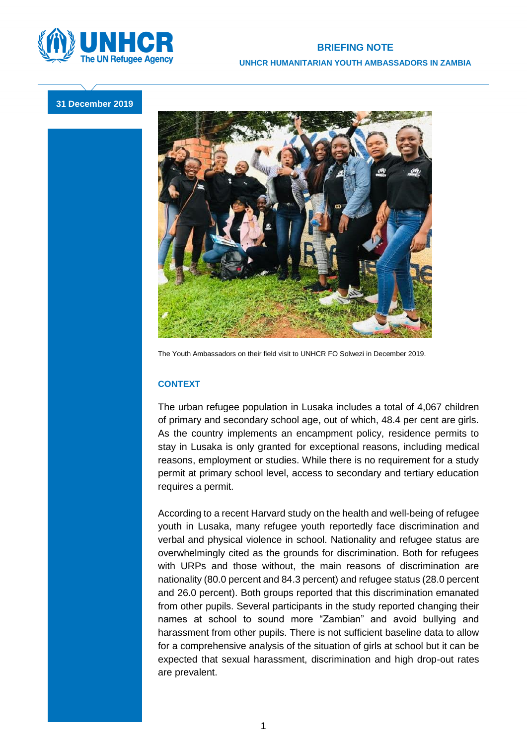# BRIEFING NOTE

## UNHCR HUMANITARIAN YOUTH AMBASSADORS IN ZAMBIA

**31 December 2019**

The Youth Ambassadors on their field visit to UNHCR FO Solwezi in December 2019.

### CONTEXT

The urban refugee population in Lusaka includes a total of 4,067 children of primary and secondary school age, out of which, 48.4 per cent are girls. As the country implements an encampment policy, residence permits to stay in Lusaka is only granted for exceptional reasons, including medical reasons, employment or studies. While there is no requirement for a study permit at primary school level, access to secondary and tertiary education requires a permit.

According to a recent Harvard study on the health and well-being of refugee youth in Lusaka, many refugee youth reportedly face discrimination and verbal and physical violence in school. Nationality and refugee status are overwhelmingly cited as the grounds for discrimination. Both for refugees with URPs and those without, the main reasons of discrimination are nationality (80.0 percent and 84.3 percent) and refugee status (28.0 percent and 26.0 percent). Both groups reported that this discrimination emanated from other pupils. Several participants in the study reported changing their names at school to sound more "Zambian" and avoid bullying and harassment from other pupils. There is not sufficient baseline data to allow for a comprehensive analysis of the situation of girls at school but it can be expected that sexual harassment, discrimination and high drop-out rates are prevalent.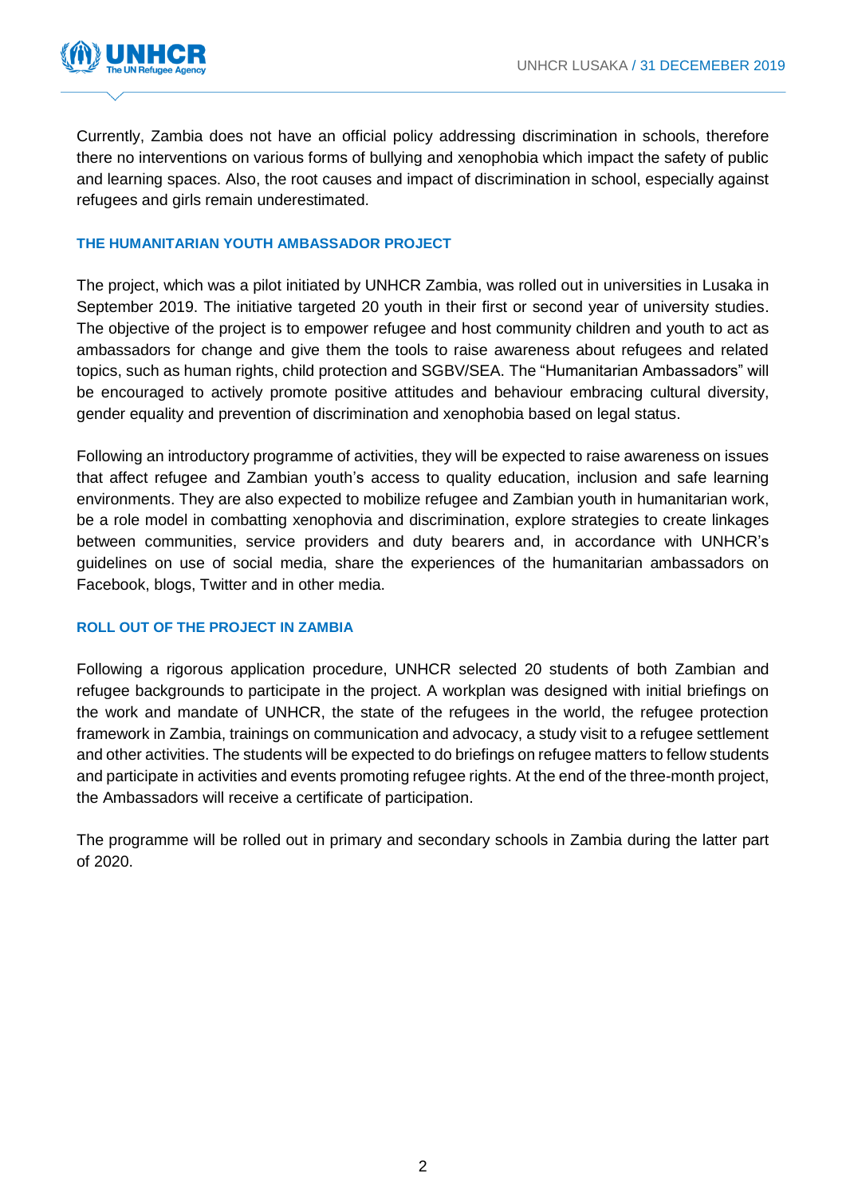Currently, Zambia does not have an official policy addressing discrimination in schools, therefore there no interventions on various forms of bullying and xenophobia which impact the safety of public and learning spaces. Also, the root causes and impact of discrimination in school, especially against refugees and girls remain underestimated.

## THE HUMANITARIAN YOUTH AMBASSADOR PROJECT

The project, which was a pilot initiated by UNHCR Zambia, was rolled out in universities in Lusaka in September 2019. The initiative targeted 20 youth in their first or second year of university studies. The objective of the project is to empower refugee and host community children and youth to act as ambassadors for change and give them the tools to raise awareness about refugees and related topics, such as human rights, child protection and SGBV/SEA. The "Humanitarian Ambassadors" will be encouraged to actively promote positive attitudes and behaviour embracing cultural diversity, gender equality and prevention of discrimination and xenophobia based on legal status.

Following an introductory programme of activities, they will be expected to raise awareness on issues that affect refugee and Zambian youth's access to quality education, inclusion and safe learning environments. They are also expected to mobilize refugee and Zambian youth in humanitarian work, be a role model in combatting xenophovia and discrimination, explore strategies to create linkages between communities, service providers and duty bearers and, in accordance with UNHCR's guidelines on use of social media, share the experiences of the humanitarian ambassadors on Facebook, blogs, Twitter and in other media.

## ROLL OUT OF THE PROJECT IN ZAMBIA

Following a rigorous application procedure, UNHCR selected 20 students of both Zambian and refugee backgrounds to participate in the project. A workplan was designed with initial briefings on the work and mandate of UNHCR, the state of the refugees in the world, the refugee protection framework in Zambia, trainings on communication and advocacy, a study visit to a refugee settlement and other activities. The students will be expected to do briefings on refugee matters to fellow students and participate in activities and events promoting refugee rights. At the end of the three-month project, the Ambassadors will receive a certificate of participation.

The programme will be rolled out in primary and secondary schools in Zambia during the latter part of 2020.